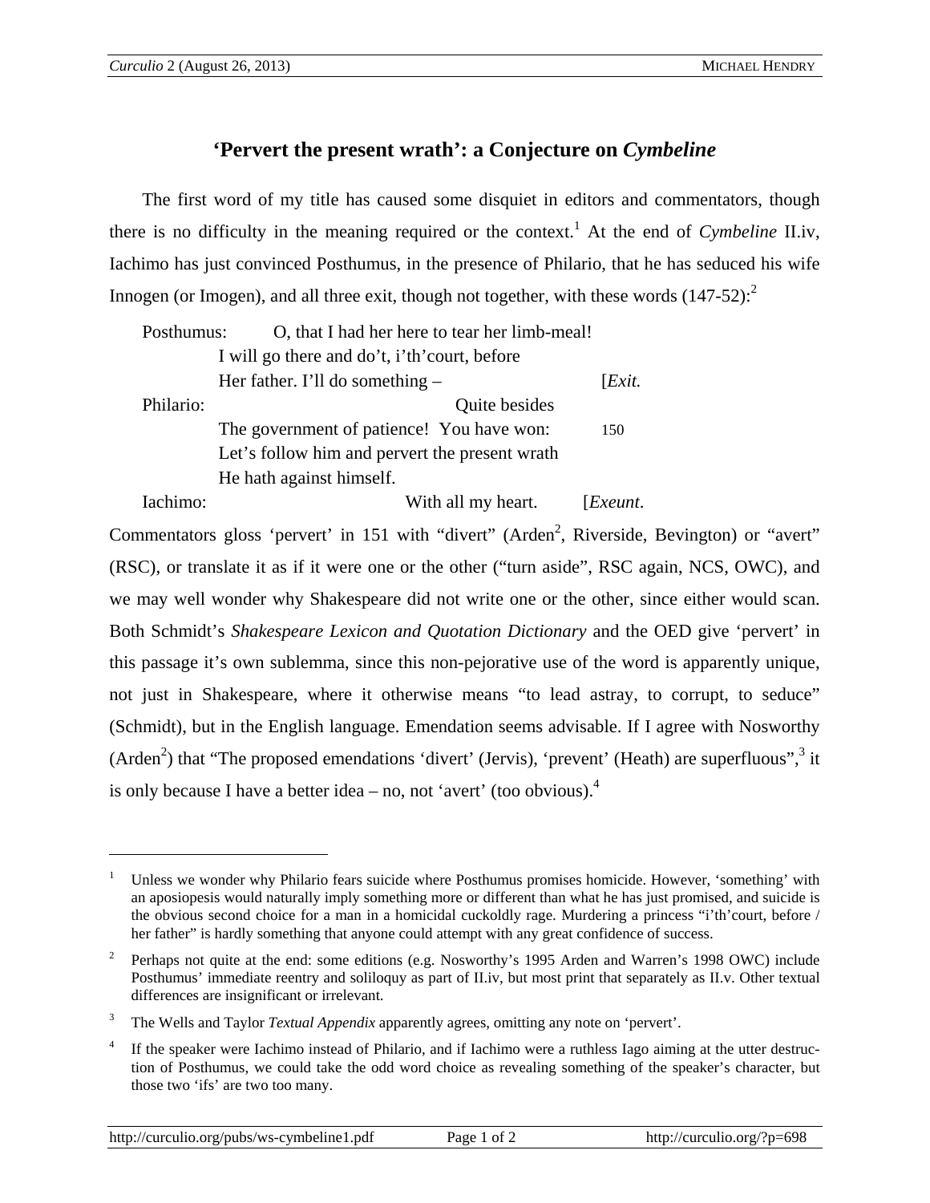# ‘Pervert the present wrath’: a Conjecture on *Cymbeline*

The first word of my title has caused some disquiet in editors and commentators, though there is no difficulty in the meaning required or the context.[1] At the end of *Cymbeline* II.iv, Iachimo has just convinced Posthumus, in the presence of Philario, that he has seduced his wife Innogen (or Imogen), and all three exit, though not together, with these words (147-52):[2]

Posthumus: O, that I had her here to tear her limb-meal!
I will go there and do’t, i’th’court, before
Her father. I’ll do something – [*Exit.*
Philario: Quite besides
The government of patience! You have won: 150
Let’s follow him and pervert the present wrath
He hath against himself.
Iachimo: With all my heart. [*Exeunt*.

Commentators gloss ‘pervert’ in 151 with “divert” (Arden[2], Riverside, Bevington) or “avert” (RSC), or translate it as if it were one or the other (“turn aside”, RSC again, NCS, OWC), and we may well wonder why Shakespeare did not write one or the other, since either would scan. Both Schmidt’s *Shakespeare Lexicon and Quotation Dictionary* and the OED give ‘pervert’ in this passage it’s own sublemma, since this non-pejorative use of the word is apparently unique, not just in Shakespeare, where it otherwise means “to lead astray, to corrupt, to seduce” (Schmidt), but in the English language. Emendation seems advisable. If I agree with Nosworthy (Arden[2]) that “The proposed emendations ‘divert’ (Jervis), ‘prevent’ (Heath) are superfluous”,[3] it is only because I have a better idea – no, not ‘avert’ (too obvious).[4]

---

[1] Unless we wonder why Philario fears suicide where Posthumus promises homicide. However, ‘something’ with an aposiopesis would naturally imply something more or different than what he has just promised, and suicide is the obvious second choice for a man in a homicidal cuckoldly rage. Murdering a princess “i’th’court, before / her father” is hardly something that anyone could attempt with any great confidence of success.

[2] Perhaps not quite at the end: some editions (e.g. Nosworthy’s 1995 Arden and Warren’s 1998 OWC) include Posthumus’ immediate reentry and soliloquy as part of II.iv, but most print that separately as II.v. Other textual differences are insignificant or irrelevant.

[3] The Wells and Taylor *Textual Appendix* apparently agrees, omitting any note on ‘pervert’.

[4] If the speaker were Iachimo instead of Philario, and if Iachimo were a ruthless Iago aiming at the utter destruction of Posthumus, we could take the odd word choice as revealing something of the speaker’s character, but those two ‘ifs’ are two too many.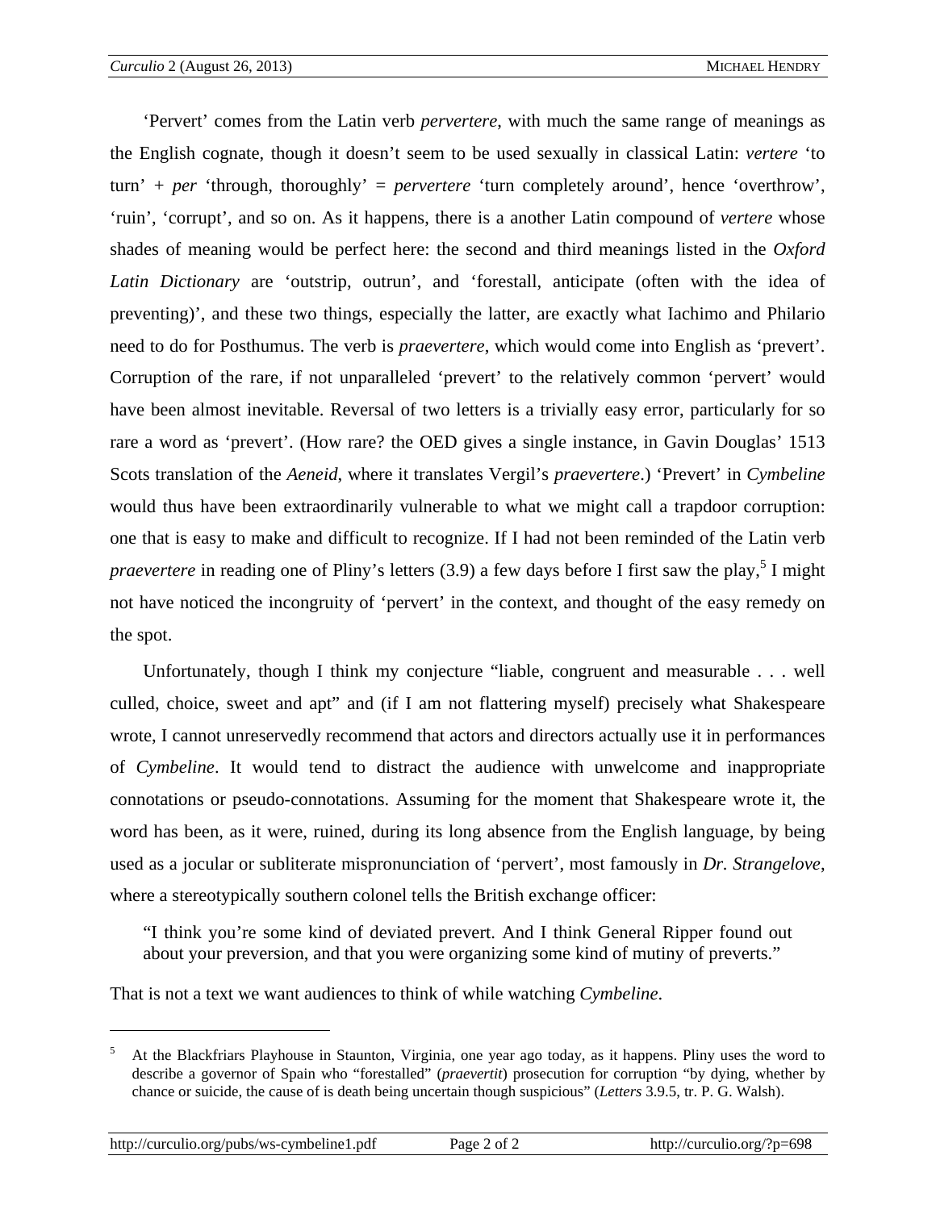‘Pervert’ comes from the Latin verb *pervertere*, with much the same range of meanings as the English cognate, though it doesn’t seem to be used sexually in classical Latin: *vertere* ‘to turn’ + *per* ‘through, thoroughly’ = *pervertere* ‘turn completely around’, hence ‘overthrow’, ‘ruin’, ‘corrupt’, and so on. As it happens, there is a another Latin compound of *vertere* whose shades of meaning would be perfect here: the second and third meanings listed in the *Oxford Latin Dictionary* are ‘outstrip, outrun’, and ‘forestall, anticipate (often with the idea of preventing)’, and these two things, especially the latter, are exactly what Iachimo and Philario need to do for Posthumus. The verb is *praevertere*, which would come into English as ‘prevert’. Corruption of the rare, if not unparalleled ‘prevert’ to the relatively common ‘pervert’ would have been almost inevitable. Reversal of two letters is a trivially easy error, particularly for so rare a word as ‘prevert’. (How rare? the OED gives a single instance, in Gavin Douglas’ 1513 Scots translation of the *Aeneid*, where it translates Vergil’s *praevertere*.) ‘Prevert’ in *Cymbeline* would thus have been extraordinarily vulnerable to what we might call a trapdoor corruption: one that is easy to make and difficult to recognize. If I had not been reminded of the Latin verb *praevertere* in reading one of Pliny’s letters (3.9) a few days before I first saw the play,[5] I might not have noticed the incongruity of ‘pervert’ in the context, and thought of the easy remedy on the spot.

Unfortunately, though I think my conjecture “liable, congruent and measurable . . . well culled, choice, sweet and apt” and (if I am not flattering myself) precisely what Shakespeare wrote, I cannot unreservedly recommend that actors and directors actually use it in performances of *Cymbeline*. It would tend to distract the audience with unwelcome and inappropriate connotations or pseudo-connotations. Assuming for the moment that Shakespeare wrote it, the word has been, as it were, ruined, during its long absence from the English language, by being used as a jocular or subliterate mispronunciation of ‘pervert’, most famously in *Dr. Strangelove*, where a stereotypically southern colonel tells the British exchange officer:

> “I think you’re some kind of deviated prevert. And I think General Ripper found out about your preversion, and that you were organizing some kind of mutiny of preverts.”

That is not a text we want audiences to think of while watching *Cymbeline*.

---

[5] At the Blackfriars Playhouse in Staunton, Virginia, one year ago today, as it happens. Pliny uses the word to describe a governor of Spain who “forestalled” (*praevertit*) prosecution for corruption “by dying, whether by chance or suicide, the cause of is death being uncertain though suspicious” (*Letters* 3.9.5, tr. P. G. Walsh).